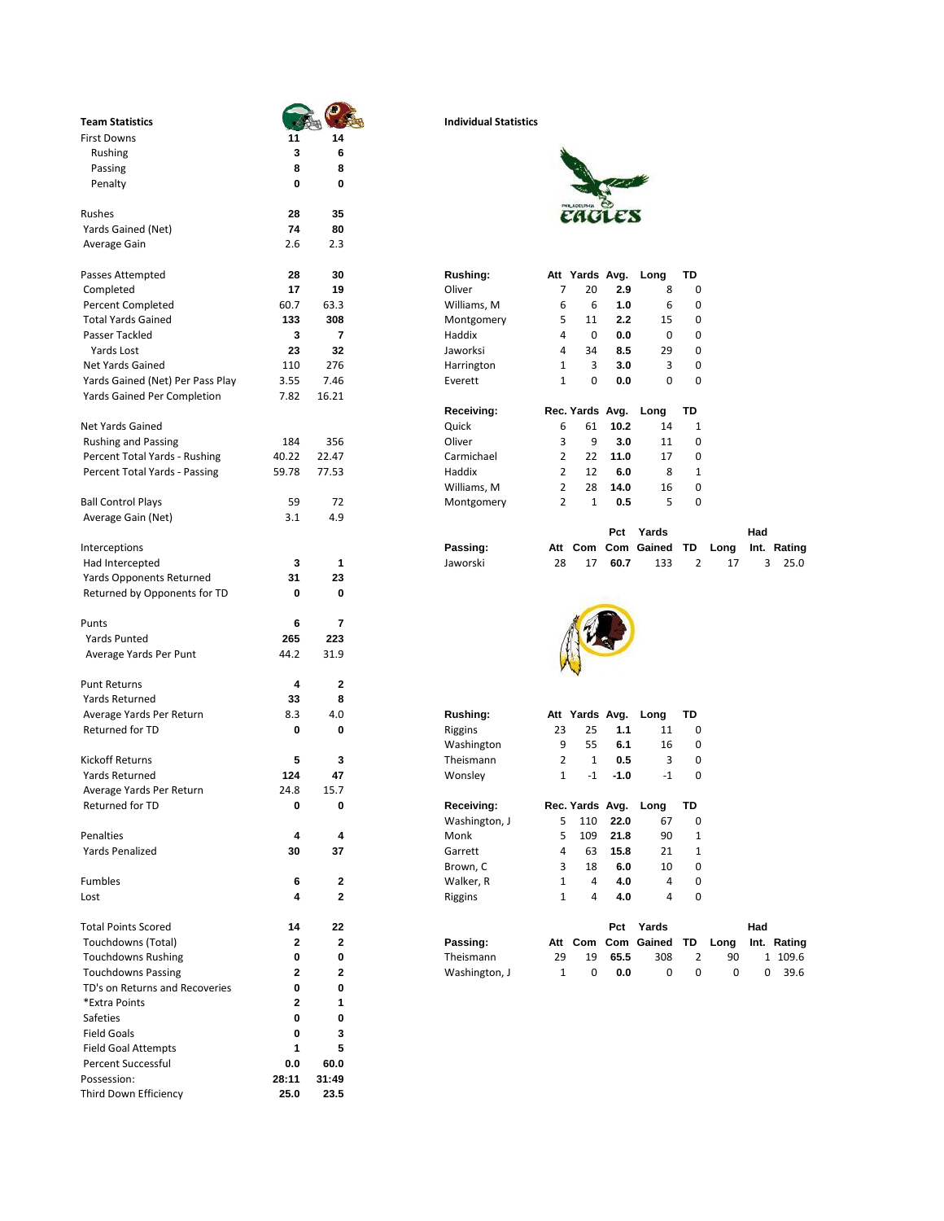## Team Statistics

| Team Statistics | Eagles | Redskins |
|---|---|---|
| First Downs | 11 | 14 |
| Rushing | 3 | 6 |
| Passing | 8 | 8 |
| Penalty | 0 | 0 |
| | | |
| Rushes | 28 | 35 |
| Yards Gained (Net) | 74 | 80 |
| Average Gain | 2.6 | 2.3 |
| | | |
| Passes Attempted | 28 | 30 |
| Completed | 17 | 19 |
| Percent Completed | 60.7 | 63.3 |
| Total Yards Gained | 133 | 308 |
| Passer Tackled | 3 | 7 |
| Yards Lost | 23 | 32 |
| Net Yards Gained | 110 | 276 |
| Yards Gained (Net) Per Pass Play | 3.55 | 7.46 |
| Yards Gained Per Completion | 7.82 | 16.21 |
| | | |
| Net Yards Gained | | |
| Rushing and Passing | 184 | 356 |
| Percent Total Yards - Rushing | 40.22 | 22.47 |
| Percent Total Yards - Passing | 59.78 | 77.53 |
| | | |
| Ball Control Plays | 59 | 72 |
| Average Gain (Net) | 3.1 | 4.9 |
| | | |
| Interceptions | | |
| Had Intercepted | 3 | 1 |
| Yards Opponents Returned | 31 | 23 |
| Returned by Opponents for TD | 0 | 0 |
| | | |
| Punts | 6 | 7 |
| Yards Punted | 265 | 223 |
| Average Yards Per Punt | 44.2 | 31.9 |
| | | |
| Punt Returns | 4 | 2 |
| Yards Returned | 33 | 8 |
| Average Yards Per Return | 8.3 | 4.0 |
| Returned for TD | 0 | 0 |
| | | |
| Kickoff Returns | 5 | 3 |
| Yards Returned | 124 | 47 |
| Average Yards Per Return | 24.8 | 15.7 |
| Returned for TD | 0 | 0 |
| | | |
| Penalties | 4 | 4 |
| Yards Penalized | 30 | 37 |
| | | |
| Fumbles | 6 | 2 |
| Lost | 4 | 2 |
| | | |
| Total Points Scored | 14 | 22 |
| Touchdowns (Total) | 2 | 2 |
| Touchdowns Rushing | 0 | 0 |
| Touchdowns Passing | 2 | 2 |
| TD's on Returns and Recoveries | 0 | 0 |
| *Extra Points | 2 | 1 |
| Safeties | 0 | 0 |
| Field Goals | 0 | 3 |
| Field Goal Attempts | 1 | 5 |
| Percent Successful | 0.0 | 60.0 |
| Possession: | 28:11 | 31:49 |
| Third Down Efficiency | 25.0 | 23.5 |

## Individual Statistics

### Philadelphia Eagles

| Rushing: | Att | Yards | Avg. | Long | TD |
|---|---|---|---|---|---|
| Oliver | 7 | 20 | 2.9 | 8 | 0 |
| Williams, M | 6 | 6 | 1.0 | 6 | 0 |
| Montgomery | 5 | 11 | 2.2 | 15 | 0 |
| Haddix | 4 | 0 | 0.0 | 0 | 0 |
| Jaworski | 4 | 34 | 8.5 | 29 | 0 |
| Harrington | 1 | 3 | 3.0 | 3 | 0 |
| Everett | 1 | 0 | 0.0 | 0 | 0 |

| Receiving: | Rec. | Yards | Avg. | Long | TD |
|---|---|---|---|---|---|
| Quick | 6 | 61 | 10.2 | 14 | 1 |
| Oliver | 3 | 9 | 3.0 | 11 | 0 |
| Carmichael | 2 | 22 | 11.0 | 17 | 0 |
| Haddix | 2 | 12 | 6.0 | 8 | 1 |
| Williams, M | 2 | 28 | 14.0 | 16 | 0 |
| Montgomery | 2 | 1 | 0.5 | 5 | 0 |

| Passing: | Att | Com | Pct Com | Yards Gained | TD | Long | Had Int. | Rating |
|---|---|---|---|---|---|---|---|---|
| Jaworski | 28 | 17 | 60.7 | 133 | 2 | 17 | 3 | 25.0 |

### Washington Redskins

| Rushing: | Att | Yards | Avg. | Long | TD |
|---|---|---|---|---|---|
| Riggins | 23 | 25 | 1.1 | 11 | 0 |
| Washington | 9 | 55 | 6.1 | 16 | 0 |
| Theismann | 2 | 1 | 0.5 | 3 | 0 |
| Wonsley | 1 | -1 | -1.0 | -1 | 0 |

| Receiving: | Rec. | Yards | Avg. | Long | TD |
|---|---|---|---|---|---|
| Washington, J | 5 | 110 | 22.0 | 67 | 0 |
| Monk | 5 | 109 | 21.8 | 90 | 1 |
| Garrett | 4 | 63 | 15.8 | 21 | 1 |
| Brown, C | 3 | 18 | 6.0 | 10 | 0 |
| Walker, R | 1 | 4 | 4.0 | 4 | 0 |
| Riggins | 1 | 4 | 4.0 | 4 | 0 |

| Passing: | Att | Com | Pct Com | Yards Gained | TD | Long | Had Int. | Rating |
|---|---|---|---|---|---|---|---|---|
| Theismann | 29 | 19 | 65.5 | 308 | 2 | 90 | 1 | 109.6 |
| Washington, J | 1 | 0 | 0.0 | 0 | 0 | 0 | 0 | 39.6 |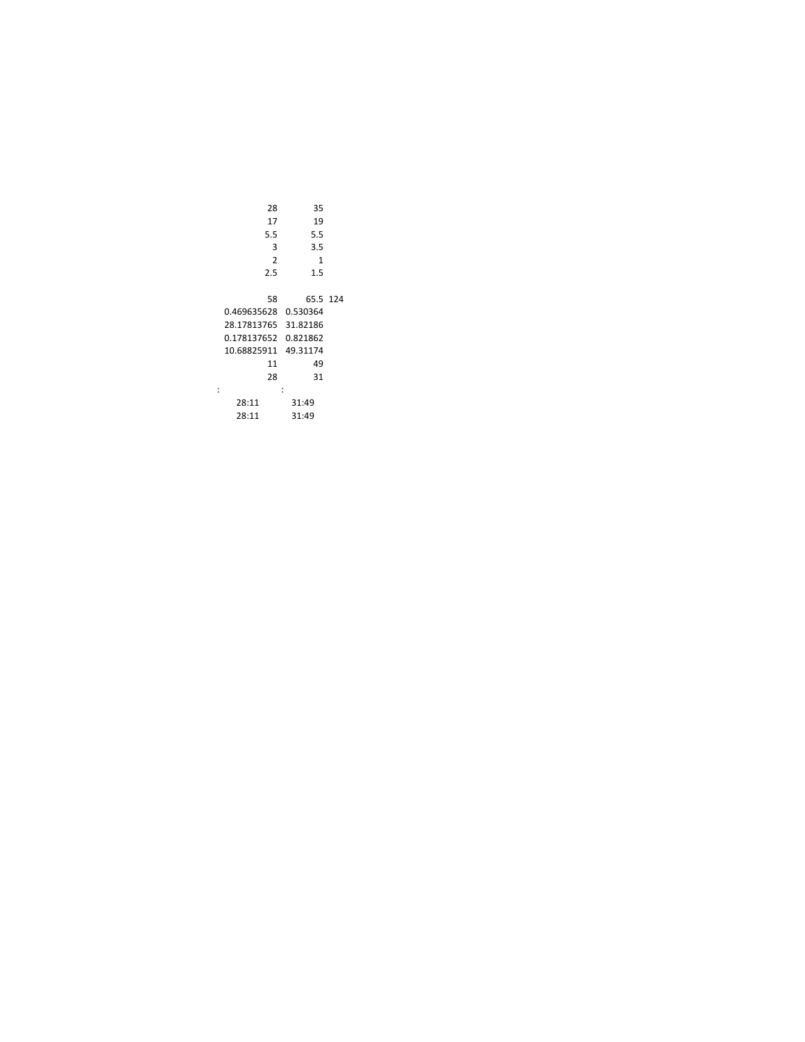| | | |
|---|---|---|
| 28 | 35 | |
| 17 | 19 | |
| 5.5 | 5.5 | |
| 3 | 3.5 | |
| 2 | 1 | |
| 2.5 | 1.5 | |
| | | |
| 58 | 65.5 | 124 |
| 0.469635628 | 0.530364 | |
| 28.17813765 | 31.82186 | |
| 0.178137652 | 0.821862 | |
| 10.68825911 | 49.31174 | |
| 11 | 49 | |
| 28 | 31 | |
| : | : | |
| 28:11 | 31:49 | |
| 28:11 | 31:49 | |